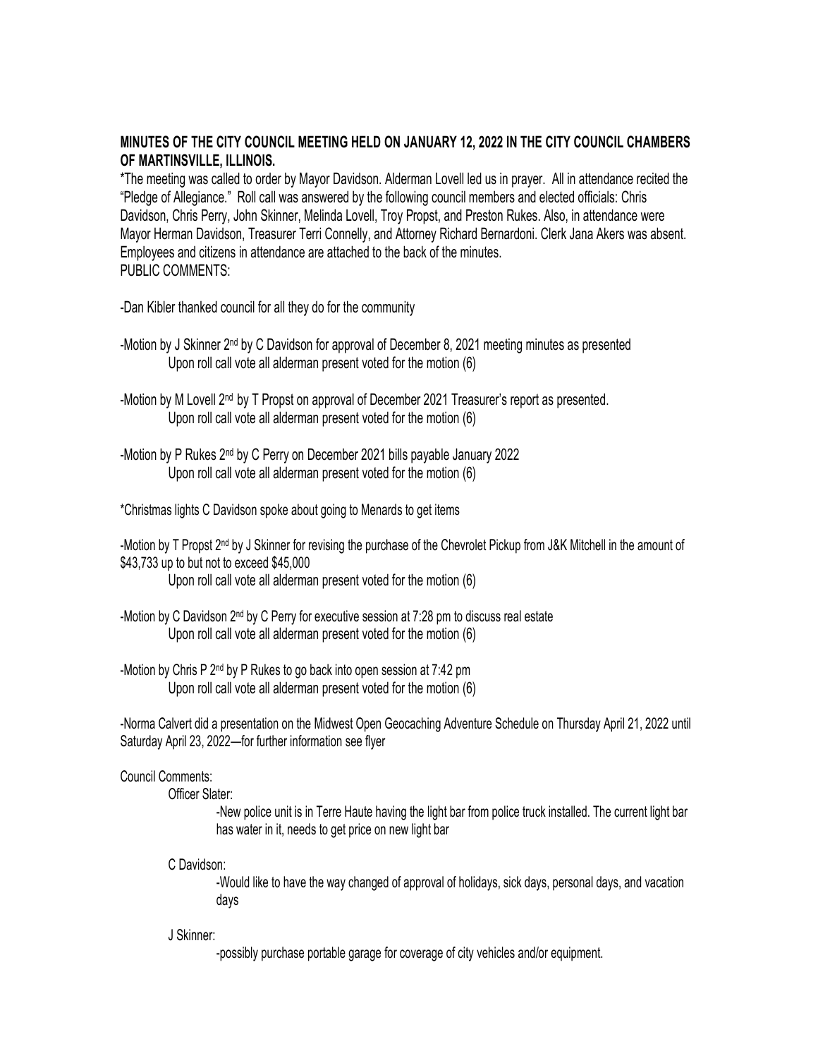**MINUTES OF THE CITY COUNCIL MEETING HELD ON JANUARY 12, 2022 IN THE CITY COUNCIL CHAMBERS OF MARTINSVILLE, ILLINOIS.**

*The meeting was called to order by Mayor Davidson. Alderman Lovell led us in prayer. All in attendance recited the "Pledge of Allegiance." Roll call was answered by the following council members and elected officials: Chris Davidson, Chris Perry, John Skinner, Melinda Lovell, Troy Propst, and Preston Rukes. Also, in attendance were Mayor Herman Davidson, Treasurer Terri Connelly, and Attorney Richard Bernardoni. Clerk Jana Akers was absent. Employees and citizens in attendance are attached to the back of the minutes.

PUBLIC COMMENTS:

-Dan Kibler thanked council for all they do for the community

-Motion by J Skinner 2nd by C Davidson for approval of December 8, 2021 meeting minutes as presented
    Upon roll call vote all alderman present voted for the motion (6)

-Motion by M Lovell 2nd by T Propst on approval of December 2021 Treasurer's report as presented.
    Upon roll call vote all alderman present voted for the motion (6)

-Motion by P Rukes 2nd by C Perry on December 2021 bills payable January 2022
    Upon roll call vote all alderman present voted for the motion (6)

*Christmas lights C Davidson spoke about going to Menards to get items

-Motion by T Propst 2nd by J Skinner for revising the purchase of the Chevrolet Pickup from J&K Mitchell in the amount of $43,733 up to but not to exceed $45,000
    Upon roll call vote all alderman present voted for the motion (6)

-Motion by C Davidson 2nd by C Perry for executive session at 7:28 pm to discuss real estate
    Upon roll call vote all alderman present voted for the motion (6)

-Motion by Chris P 2nd by P Rukes to go back into open session at 7:42 pm
    Upon roll call vote all alderman present voted for the motion (6)

-Norma Calvert did a presentation on the Midwest Open Geocaching Adventure Schedule on Thursday April 21, 2022 until Saturday April 23, 2022—for further information see flyer

Council Comments:

Officer Slater:

-New police unit is in Terre Haute having the light bar from police truck installed. The current light bar has water in it, needs to get price on new light bar

C Davidson:

-Would like to have the way changed of approval of holidays, sick days, personal days, and vacation days

J Skinner:

-possibly purchase portable garage for coverage of city vehicles and/or equipment.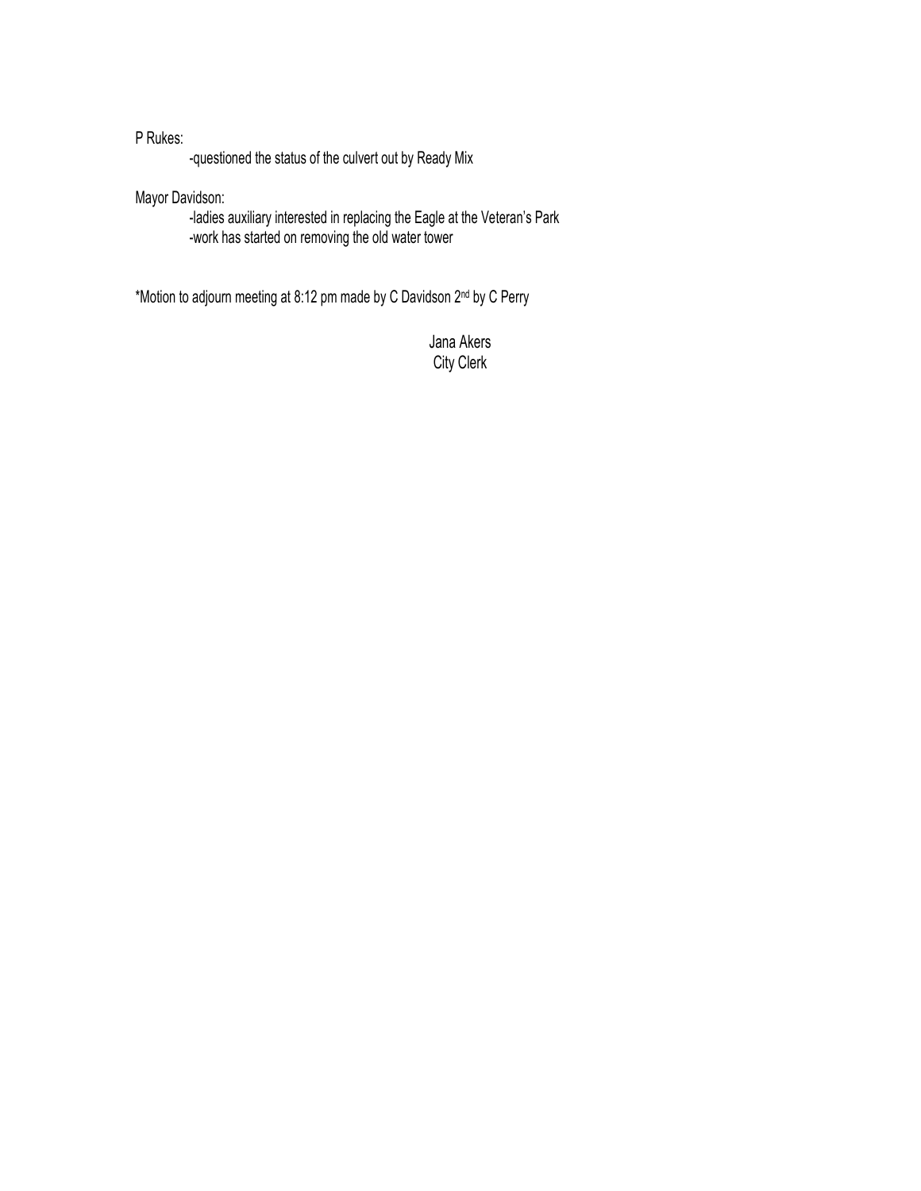P Rukes:

-questioned the status of the culvert out by Ready Mix

Mayor Davidson:

-ladies auxiliary interested in replacing the Eagle at the Veteran's Park
-work has started on removing the old water tower

*Motion to adjourn meeting at 8:12 pm made by C Davidson 2nd by C Perry

Jana Akers
City Clerk